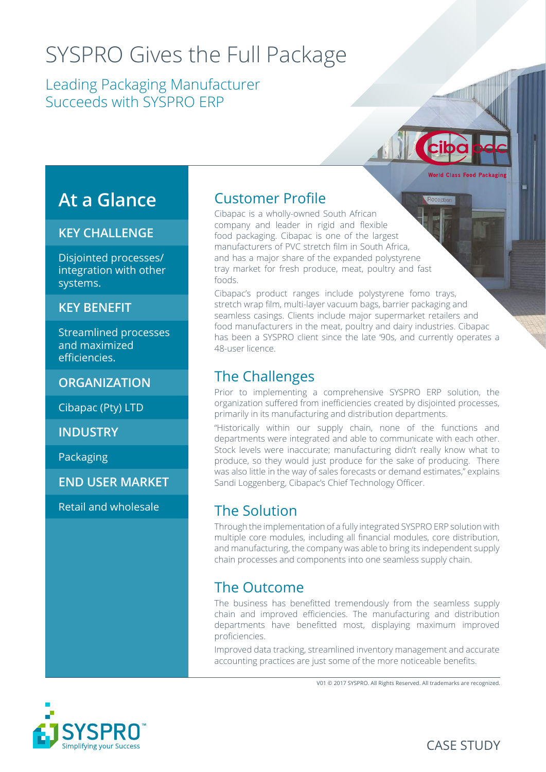# SYSPRO Gives the Full Package

## Leading Packaging Manufacturer Succeeds with SYSPRO ERP

## At a Glance

### KEY CHALLENGE

Disjointed processes/ integration with other systems.

### KEY BENEFIT

Streamlined processes and maximized efficiencies.

### ORGANIZATION

Cibapac (Pty) LTD

### INDUSTRY

Packaging

### END USER MARKET

Retail and wholesale

## Customer Profile

Cibapac is a wholly-owned South African company and leader in rigid and flexible food packaging. Cibapac is one of the largest manufacturers of PVC stretch film in South Africa, and has a major share of the expanded polystyrene tray market for fresh produce, meat, poultry and fast foods.

Cibapac's product ranges include polystyrene fomo trays, stretch wrap film, multi-layer vacuum bags, barrier packaging and seamless casings. Clients include major supermarket retailers and food manufacturers in the meat, poultry and dairy industries. Cibapac has been a SYSPRO client since the late '90s, and currently operates a 48-user licence.

## The Challenges

Prior to implementing a comprehensive SYSPRO ERP solution, the organization suffered from inefficiencies created by disjointed processes, primarily in its manufacturing and distribution departments.

"Historically within our supply chain, none of the functions and departments were integrated and able to communicate with each other. Stock levels were inaccurate; manufacturing didn't really know what to produce, so they would just produce for the sake of producing. There was also little in the way of sales forecasts or demand estimates," explains Sandi Loggenberg, Cibapac's Chief Technology Officer.

## The Solution

Through the implementation of a fully integrated SYSPRO ERP solution with multiple core modules, including all financial modules, core distribution, and manufacturing, the company was able to bring its independent supply chain processes and components into one seamless supply chain.

## The Outcome

The business has benefitted tremendously from the seamless supply chain and improved efficiencies. The manufacturing and distribution departments have benefitted most, displaying maximum improved proficiencies.

Improved data tracking, streamlined inventory management and accurate accounting practices are just some of the more noticeable benefits.

V01 © 2017 SYSPRO. All Rights Reserved. All trademarks are recognized.

SYSPRO™ Simplifying your Success

CASE STUDY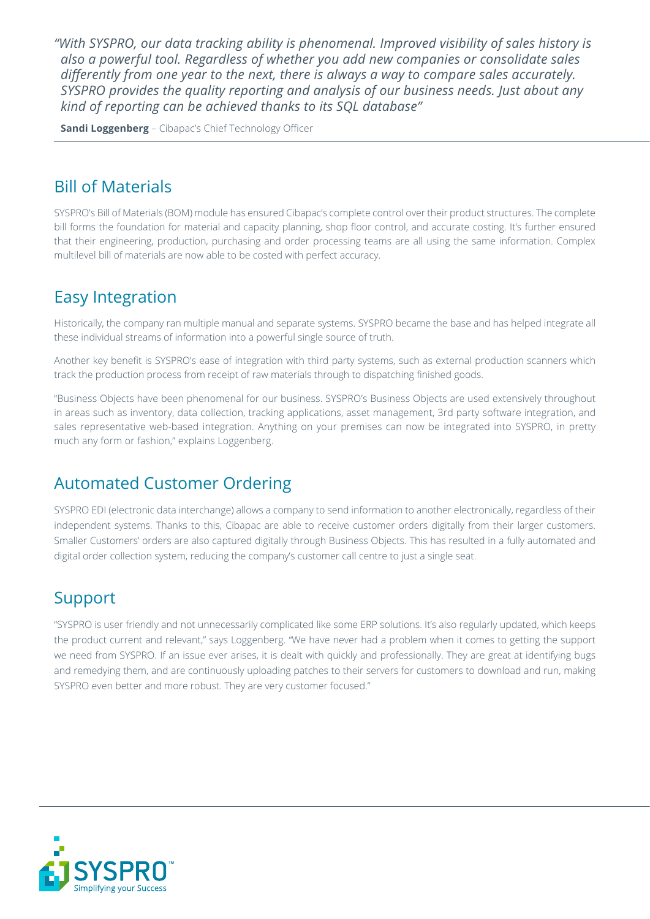*"With SYSPRO, our data tracking ability is phenomenal. Improved visibility of sales history is also a powerful tool. Regardless of whether you add new companies or consolidate sales differently from one year to the next, there is always a way to compare sales accurately. SYSPRO provides the quality reporting and analysis of our business needs. Just about any kind of reporting can be achieved thanks to its SQL database"*

**Sandi Loggenberg** – Cibapac's Chief Technology Officer

## Bill of Materials

SYSPRO's Bill of Materials (BOM) module has ensured Cibapac's complete control over their product structures. The complete bill forms the foundation for material and capacity planning, shop floor control, and accurate costing. It's further ensured that their engineering, production, purchasing and order processing teams are all using the same information. Complex multilevel bill of materials are now able to be costed with perfect accuracy.

## Easy Integration

Historically, the company ran multiple manual and separate systems. SYSPRO became the base and has helped integrate all these individual streams of information into a powerful single source of truth.

Another key benefit is SYSPRO's ease of integration with third party systems, such as external production scanners which track the production process from receipt of raw materials through to dispatching finished goods.

"Business Objects have been phenomenal for our business. SYSPRO's Business Objects are used extensively throughout in areas such as inventory, data collection, tracking applications, asset management, 3rd party software integration, and sales representative web-based integration. Anything on your premises can now be integrated into SYSPRO, in pretty much any form or fashion," explains Loggenberg.

## Automated Customer Ordering

SYSPRO EDI (electronic data interchange) allows a company to send information to another electronically, regardless of their independent systems. Thanks to this, Cibapac are able to receive customer orders digitally from their larger customers. Smaller Customers' orders are also captured digitally through Business Objects. This has resulted in a fully automated and digital order collection system, reducing the company's customer call centre to just a single seat.

## Support

"SYSPRO is user friendly and not unnecessarily complicated like some ERP solutions. It's also regularly updated, which keeps the product current and relevant," says Loggenberg. "We have never had a problem when it comes to getting the support we need from SYSPRO. If an issue ever arises, it is dealt with quickly and professionally. They are great at identifying bugs and remedying them, and are continuously uploading patches to their servers for customers to download and run, making SYSPRO even better and more robust. They are very customer focused."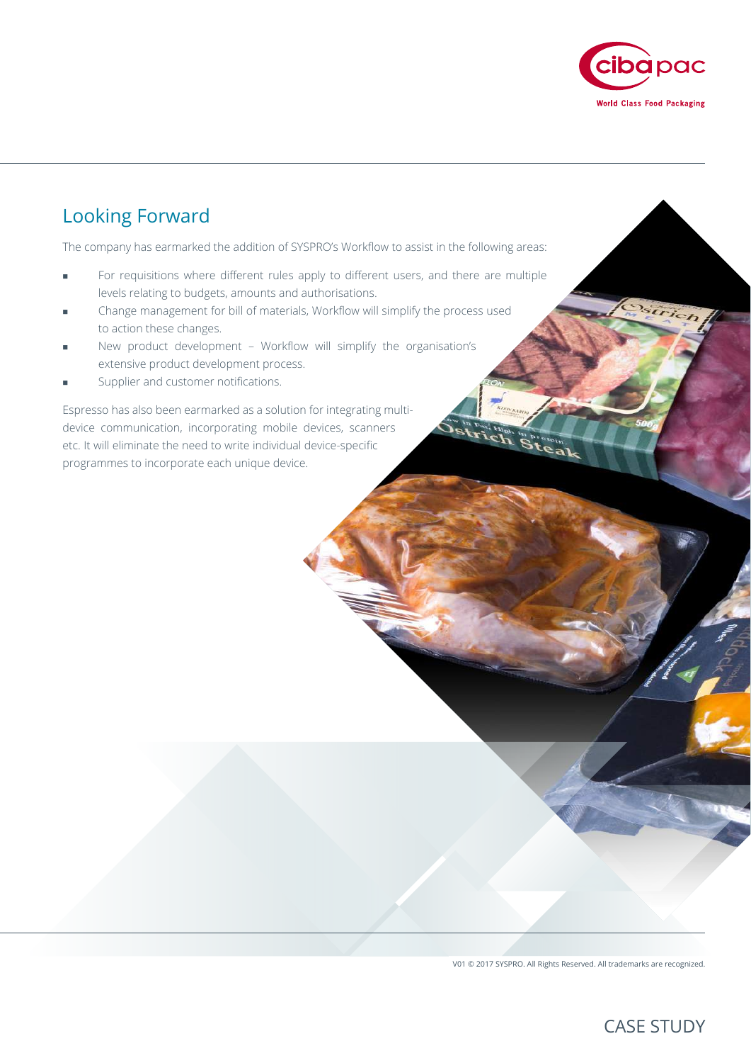## Looking Forward

The company has earmarked the addition of SYSPRO's Workflow to assist in the following areas:

- For requisitions where different rules apply to different users, and there are multiple levels relating to budgets, amounts and authorisations.
- Change management for bill of materials, Workflow will simplify the process used to action these changes.
- New product development – Workflow will simplify the organisation's extensive product development process.
- Supplier and customer notifications.

Espresso has also been earmarked as a solution for integrating multi-device communication, incorporating mobile devices, scanners etc. It will eliminate the need to write individual device-specific programmes to incorporate each unique device.

V01 © 2017 SYSPRO. All Rights Reserved. All trademarks are recognized.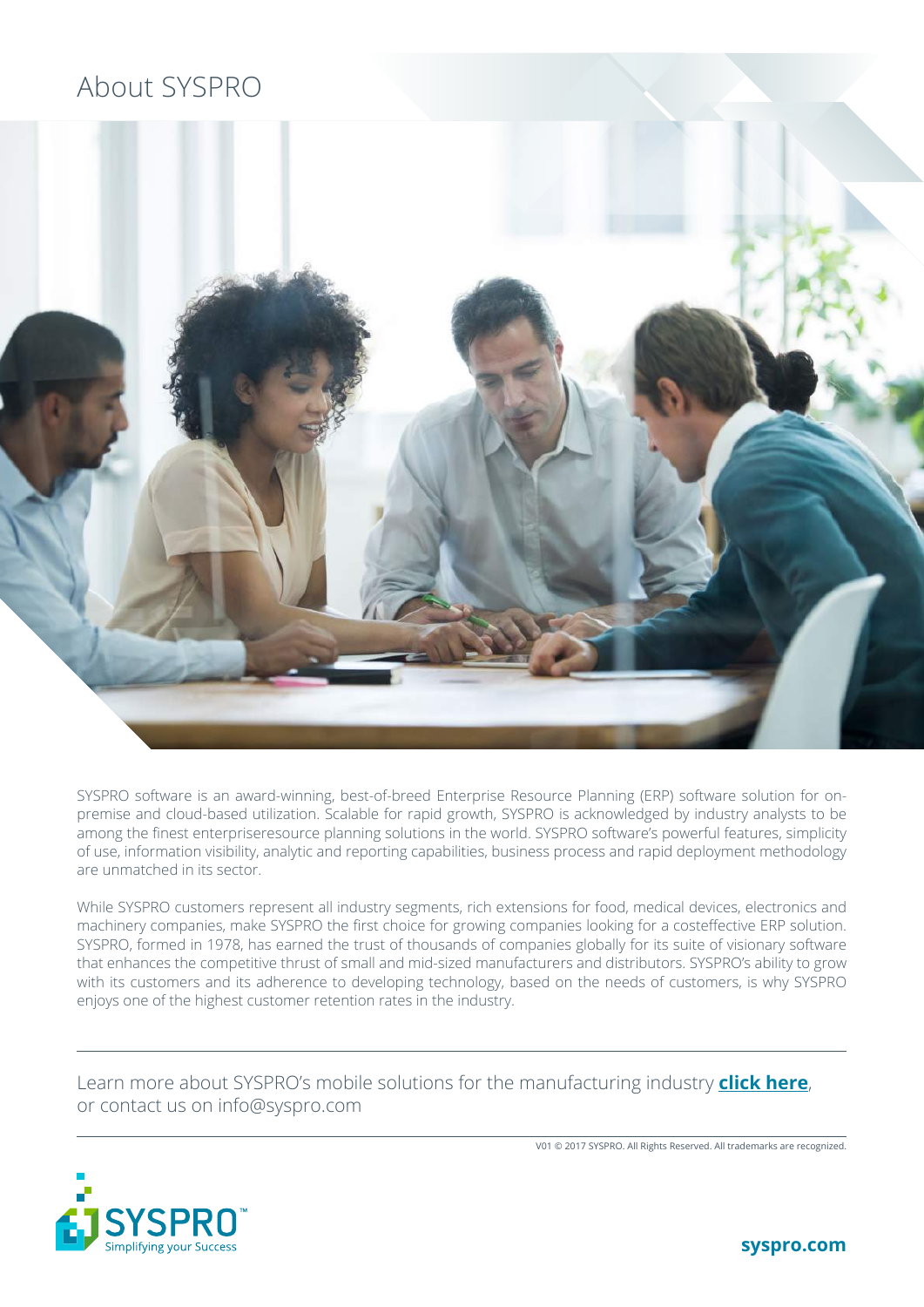# About SYSPRO

SYSPRO software is an award-winning, best-of-breed Enterprise Resource Planning (ERP) software solution for on-premise and cloud-based utilization. Scalable for rapid growth, SYSPRO is acknowledged by industry analysts to be among the finest enterpriseresource planning solutions in the world. SYSPRO software's powerful features, simplicity of use, information visibility, analytic and reporting capabilities, business process and rapid deployment methodology are unmatched in its sector.

While SYSPRO customers represent all industry segments, rich extensions for food, medical devices, electronics and machinery companies, make SYSPRO the first choice for growing companies looking for a costeffective ERP solution. SYSPRO, formed in 1978, has earned the trust of thousands of companies globally for its suite of visionary software that enhances the competitive thrust of small and mid-sized manufacturers and distributors. SYSPRO's ability to grow with its customers and its adherence to developing technology, based on the needs of customers, is why SYSPRO enjoys one of the highest customer retention rates in the industry.

---

Learn more about SYSPRO's mobile solutions for the manufacturing industry **click here**, or contact us on info@syspro.com

---

V01 © 2017 SYSPRO. All Rights Reserved. All trademarks are recognized.

SYSPRO™ Simplifying your Success

**syspro.com**